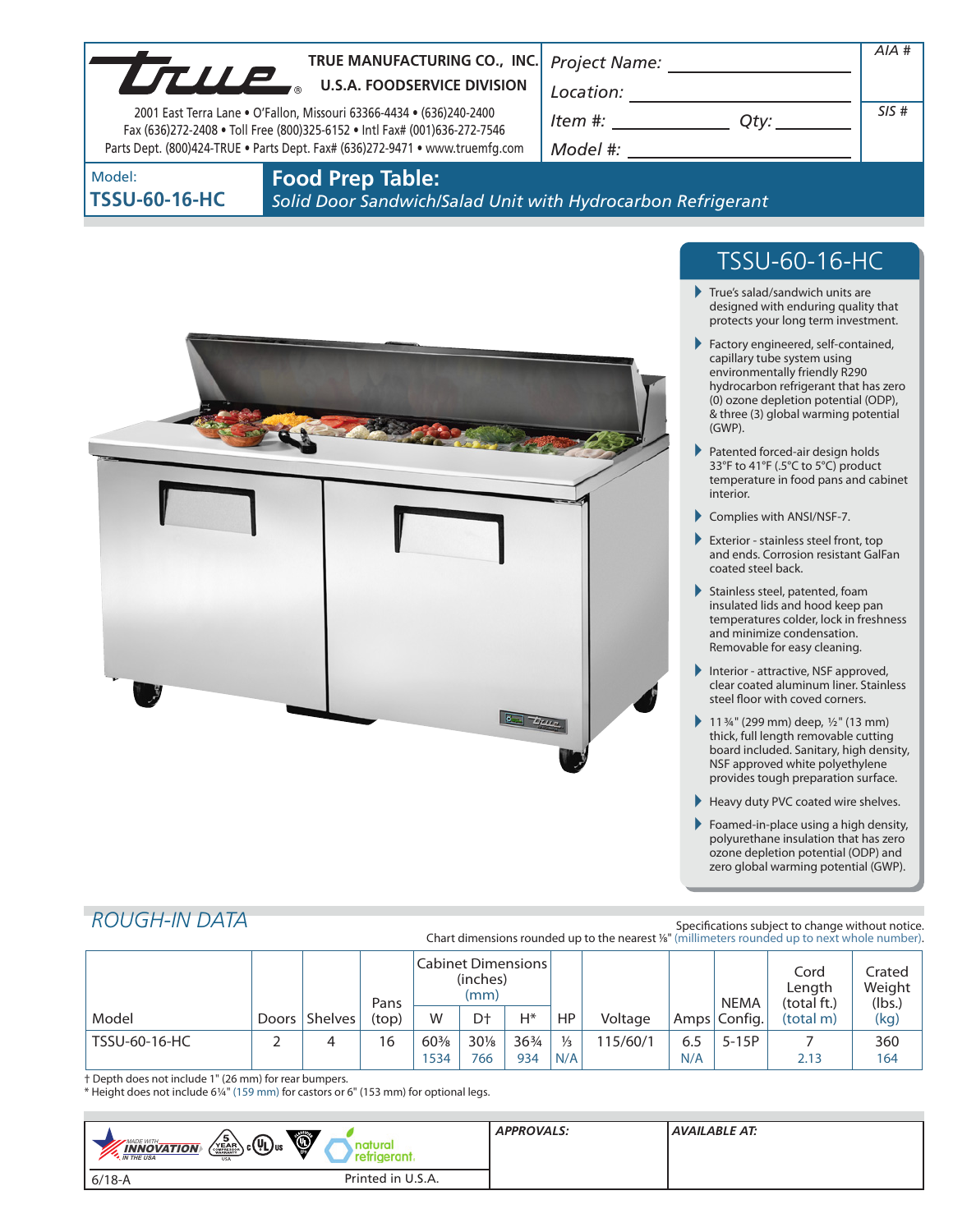**TRUE MANUFACTURING CO., INC.**
**U.S.A. FOODSERVICE DIVISION**

2001 East Terra Lane • O'Fallon, Missouri 63366-4434 • (636)240-2400
Fax (636)272-2408 • Toll Free (800)325-6152 • Intl Fax# (001)636-272-7546
Parts Dept. (800)424-TRUE • Parts Dept. Fax# (636)272-9471 • www.truemfg.com

*Project Name:* ____________________

*Location:* ____________________

*Item #:* ____________ *Qty:* ________

*Model #:* ____________________

*AIA #*

*SIS #*

Model:
**TSSU-60-16-HC**

# Food Prep Table:

*Solid Door Sandwich/Salad Unit with Hydrocarbon Refrigerant*

## TSSU-60-16-HC

- True's salad/sandwich units are designed with enduring quality that protects your long term investment.
- Factory engineered, self-contained, capillary tube system using environmentally friendly R290 hydrocarbon refrigerant that has zero (0) ozone depletion potential (ODP), & three (3) global warming potential (GWP).
- Patented forced-air design holds 33°F to 41°F (.5°C to 5°C) product temperature in food pans and cabinet interior.
- Complies with ANSI/NSF-7.
- Exterior - stainless steel front, top and ends. Corrosion resistant GalFan coated steel back.
- Stainless steel, patented, foam insulated lids and hood keep pan temperatures colder, lock in freshness and minimize condensation. Removable for easy cleaning.
- Interior - attractive, NSF approved, clear coated aluminum liner. Stainless steel floor with coved corners.
- 11¾" (299 mm) deep, ½" (13 mm) thick, full length removable cutting board included. Sanitary, high density, NSF approved white polyethylene provides tough preparation surface.
- Heavy duty PVC coated wire shelves.
- Foamed-in-place using a high density, polyurethane insulation that has zero ozone depletion potential (ODP) and zero global warming potential (GWP).

## *ROUGH-IN DATA*

Specifications subject to change without notice.
Chart dimensions rounded up to the nearest ⅛" (millimeters rounded up to next whole number).

| Model | Doors | Shelves | Pans (top) | Cabinet Dimensions (inches) (mm) | | | HP | Voltage | Amps | NEMA Config. | Cord Length (total ft.) (total m) | Crated Weight (lbs.) (kg) |
|---|---|---|---|---|---|---|---|---|---|---|---|---|
| | | | | W | D† | H* | | | | | | |
| TSSU-60-16-HC | 2 | 4 | 16 | 60⅜<br>1534 | 30⅛<br>766 | 36¾<br>934 | ⅓<br>N/A | 115/60/1 | 6.5<br>N/A | 5-15P | 7<br>2.13 | 360<br>164 |

† Depth does not include 1" (26 mm) for rear bumpers.
\* Height does not include 6¼" (159 mm) for castors or 6" (153 mm) for optional legs.

*APPROVALS:*

*AVAILABLE AT:*

6/18-A

Printed in U.S.A.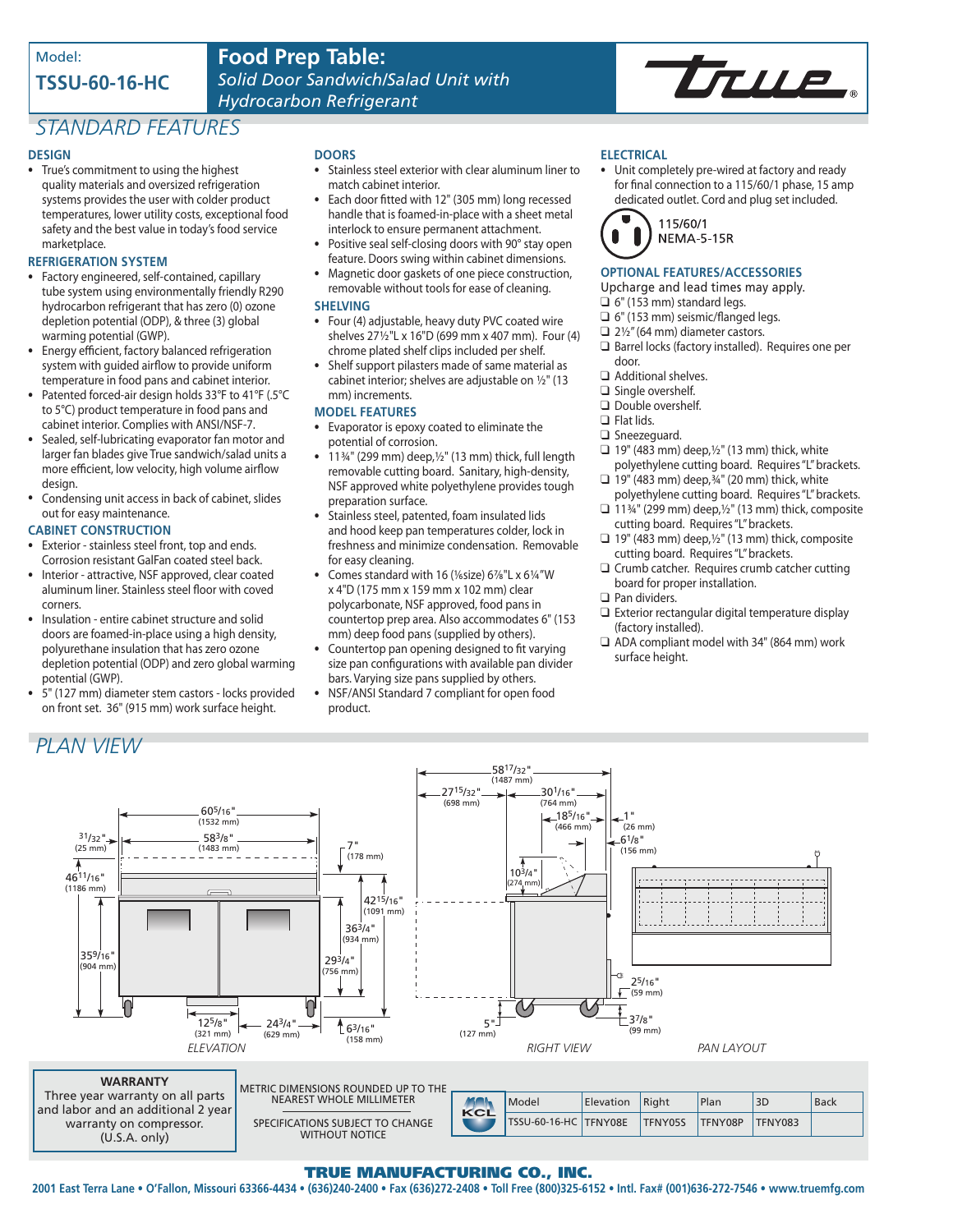Model:

**TSSU-60-16-HC**

# Food Prep Table:

*Solid Door Sandwich/Salad Unit with Hydrocarbon Refrigerant*

## STANDARD FEATURES

### DESIGN

- True's commitment to using the highest quality materials and oversized refrigeration systems provides the user with colder product temperatures, lower utility costs, exceptional food safety and the best value in today's food service marketplace.

### REFRIGERATION SYSTEM

- Factory engineered, self-contained, capillary tube system using environmentally friendly R290 hydrocarbon refrigerant that has zero (0) ozone depletion potential (ODP), & three (3) global warming potential (GWP).
- Energy efficient, factory balanced refrigeration system with guided airflow to provide uniform temperature in food pans and cabinet interior.
- Patented forced-air design holds 33°F to 41°F (.5°C to 5°C) product temperature in food pans and cabinet interior. Complies with ANSI/NSF-7.
- Sealed, self-lubricating evaporator fan motor and larger fan blades give True sandwich/salad units a more efficient, low velocity, high volume airflow design.
- Condensing unit access in back of cabinet, slides out for easy maintenance.

### CABINET CONSTRUCTION

- Exterior - stainless steel front, top and ends. Corrosion resistant GalFan coated steel back.
- Interior - attractive, NSF approved, clear coated aluminum liner. Stainless steel floor with coved corners.
- Insulation - entire cabinet structure and solid doors are foamed-in-place using a high density, polyurethane insulation that has zero ozone depletion potential (ODP) and zero global warming potential (GWP).
- 5" (127 mm) diameter stem castors - locks provided on front set. 36" (915 mm) work surface height.

### DOORS

- Stainless steel exterior with clear aluminum liner to match cabinet interior.
- Each door fitted with 12" (305 mm) long recessed handle that is foamed-in-place with a sheet metal interlock to ensure permanent attachment.
- Positive seal self-closing doors with 90° stay open feature. Doors swing within cabinet dimensions.
- Magnetic door gaskets of one piece construction, removable without tools for ease of cleaning.

### SHELVING

- Four (4) adjustable, heavy duty PVC coated wire shelves 27½"L x 16"D (699 mm x 407 mm). Four (4) chrome plated shelf clips included per shelf.
- Shelf support pilasters made of same material as cabinet interior; shelves are adjustable on ½" (13 mm) increments.

### MODEL FEATURES

- Evaporator is epoxy coated to eliminate the potential of corrosion.
- 11¾" (299 mm) deep,½" (13 mm) thick, full length removable cutting board. Sanitary, high-density, NSF approved white polyethylene provides tough preparation surface.
- Stainless steel, patented, foam insulated lids and hood keep pan temperatures colder, lock in freshness and minimize condensation. Removable for easy cleaning.
- Comes standard with 16 (⅙size) 6⅞"L x 6¼"W x 4"D (175 mm x 159 mm x 102 mm) clear polycarbonate, NSF approved, food pans in countertop prep area. Also accommodates 6" (153 mm) deep food pans (supplied by others).
- Countertop pan opening designed to fit varying size pan configurations with available pan divider bars. Varying size pans supplied by others.
- NSF/ANSI Standard 7 compliant for open food product.

### ELECTRICAL

- Unit completely pre-wired at factory and ready for final connection to a 115/60/1 phase, 15 amp dedicated outlet. Cord and plug set included.

115/60/1
NEMA-5-15R

### OPTIONAL FEATURES/ACCESSORIES

Upcharge and lead times may apply.

- ❑ 6" (153 mm) standard legs.
- ❑ 6" (153 mm) seismic/flanged legs.
- ❑ 2½" (64 mm) diameter castors.
- ❑ Barrel locks (factory installed). Requires one per door.
- ❑ Additional shelves.
- ❑ Single overshelf.
- ❑ Double overshelf.
- ❑ Flat lids.
- ❑ Sneezeguard.
- ❑ 19" (483 mm) deep,½" (13 mm) thick, white polyethylene cutting board. Requires "L" brackets.
- ❑ 19" (483 mm) deep,¾" (20 mm) thick, white polyethylene cutting board. Requires "L" brackets.
- ❑ 11¾" (299 mm) deep,½" (13 mm) thick, composite cutting board. Requires "L" brackets.
- ❑ 19" (483 mm) deep,½" (13 mm) thick, composite cutting board. Requires "L" brackets.
- ❑ Crumb catcher. Requires crumb catcher cutting board for proper installation.
- ❑ Pan dividers.
- ❑ Exterior rectangular digital temperature display (factory installed).
- ❑ ADA compliant model with 34" (864 mm) work surface height.

## PLAN VIEW

60 5/16" (1532 mm)
31/32" (25 mm)
58 3/8" (1483 mm)
7" (178 mm)
46 11/16" (1186 mm)
42 15/16" (1091 mm)
36 3/4" (934 mm)
35 9/16" (904 mm)
29 3/4" (756 mm)
12 5/8" (321 mm)
24 3/4" (629 mm)
6 3/16" (158 mm)
ELEVATION

58 17/32" (1487 mm)
27 15/32" (698 mm)
30 1/16" (764 mm)
18 5/16" (466 mm)
1" (26 mm)
6 1/8" (156 mm)
10 3/4" (274 mm)
5" (127 mm)
2 5/16" (59 mm)
3 7/8" (99 mm)
RIGHT VIEW

PAN LAYOUT

**WARRANTY**
Three year warranty on all parts and labor and an additional 2 year warranty on compressor.
(U.S.A. only)

METRIC DIMENSIONS ROUNDED UP TO THE NEAREST WHOLE MILLIMETER

SPECIFICATIONS SUBJECT TO CHANGE WITHOUT NOTICE

| Model | Elevation | Right | Plan | 3D | Back |
|---|---|---|---|---|---|
| TSSU-60-16-HC | TFNY08E | TFNY05S | TFNY08P | TFNY083 | |

**TRUE MANUFACTURING CO., INC.**

2001 East Terra Lane • O'Fallon, Missouri 63366-4434 • (636)240-2400 • Fax (636)272-2408 • Toll Free (800)325-6152 • Intl. Fax# (001)636-272-7546 • www.truemfg.com